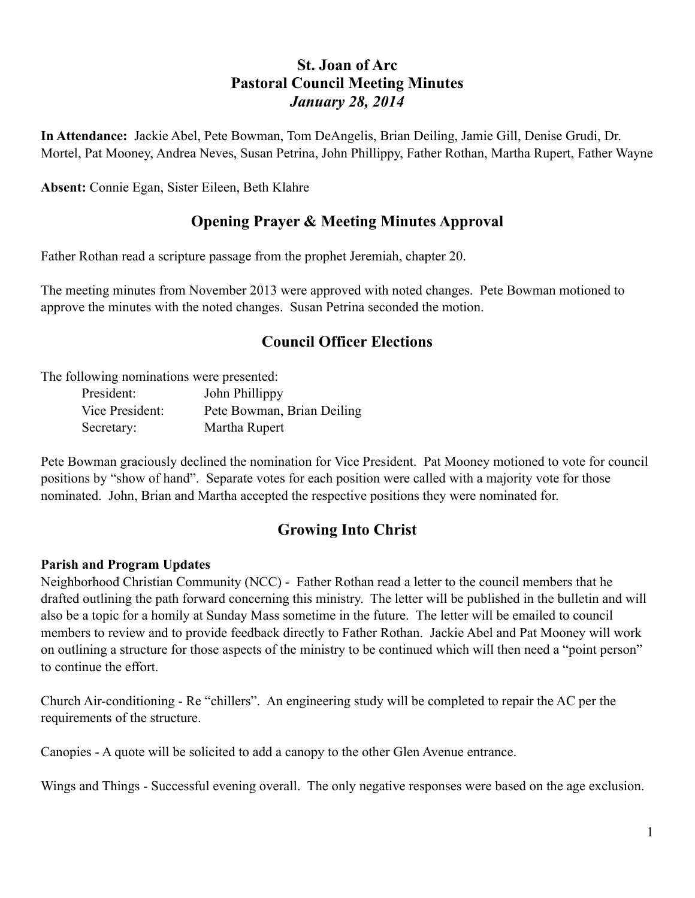# St. Joan of Arc
# Pastoral Council Meeting Minutes
# *January 28, 2014*

**In Attendance:** Jackie Abel, Pete Bowman, Tom DeAngelis, Brian Deiling, Jamie Gill, Denise Grudi, Dr. Mortel, Pat Mooney, Andrea Neves, Susan Petrina, John Phillippy, Father Rothan, Martha Rupert, Father Wayne

**Absent:** Connie Egan, Sister Eileen, Beth Klahre

## Opening Prayer & Meeting Minutes Approval

Father Rothan read a scripture passage from the prophet Jeremiah, chapter 20.

The meeting minutes from November 2013 were approved with noted changes. Pete Bowman motioned to approve the minutes with the noted changes. Susan Petrina seconded the motion.

## Council Officer Elections

The following nominations were presented:

| | |
|---|---|
| President: | John Phillippy |
| Vice President: | Pete Bowman, Brian Deiling |
| Secretary: | Martha Rupert |

Pete Bowman graciously declined the nomination for Vice President. Pat Mooney motioned to vote for council positions by "show of hand". Separate votes for each position were called with a majority vote for those nominated. John, Brian and Martha accepted the respective positions they were nominated for.

## Growing Into Christ

### Parish and Program Updates

Neighborhood Christian Community (NCC) - Father Rothan read a letter to the council members that he drafted outlining the path forward concerning this ministry. The letter will be published in the bulletin and will also be a topic for a homily at Sunday Mass sometime in the future. The letter will be emailed to council members to review and to provide feedback directly to Father Rothan. Jackie Abel and Pat Mooney will work on outlining a structure for those aspects of the ministry to be continued which will then need a "point person" to continue the effort.

Church Air-conditioning - Re "chillers". An engineering study will be completed to repair the AC per the requirements of the structure.

Canopies - A quote will be solicited to add a canopy to the other Glen Avenue entrance.

Wings and Things - Successful evening overall. The only negative responses were based on the age exclusion.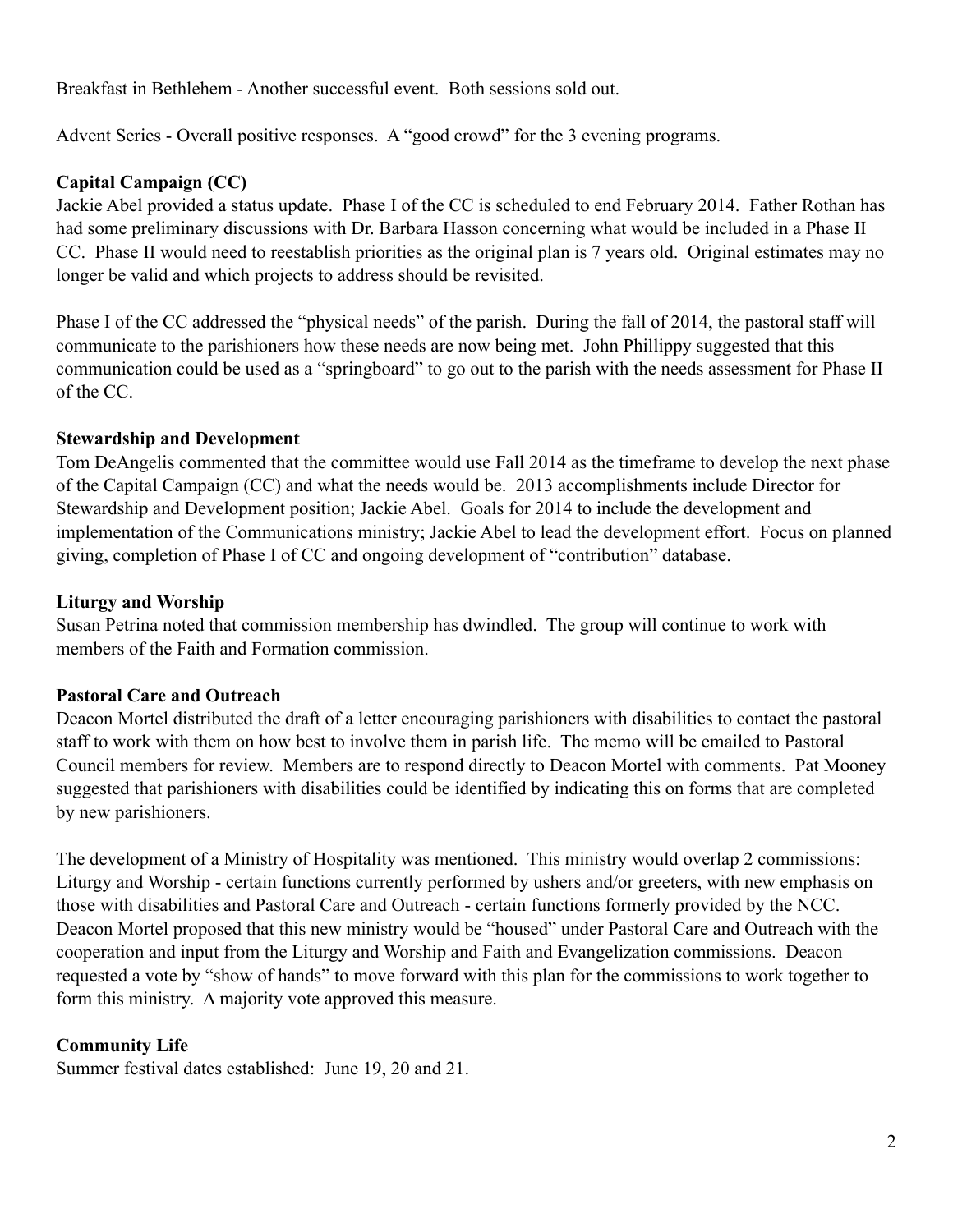Breakfast in Bethlehem - Another successful event. Both sessions sold out.

Advent Series - Overall positive responses. A "good crowd" for the 3 evening programs.

**Capital Campaign (CC)**

Jackie Abel provided a status update. Phase I of the CC is scheduled to end February 2014. Father Rothan has had some preliminary discussions with Dr. Barbara Hasson concerning what would be included in a Phase II CC. Phase II would need to reestablish priorities as the original plan is 7 years old. Original estimates may no longer be valid and which projects to address should be revisited.

Phase I of the CC addressed the "physical needs" of the parish. During the fall of 2014, the pastoral staff will communicate to the parishioners how these needs are now being met. John Phillippy suggested that this communication could be used as a "springboard" to go out to the parish with the needs assessment for Phase II of the CC.

**Stewardship and Development**

Tom DeAngelis commented that the committee would use Fall 2014 as the timeframe to develop the next phase of the Capital Campaign (CC) and what the needs would be. 2013 accomplishments include Director for Stewardship and Development position; Jackie Abel. Goals for 2014 to include the development and implementation of the Communications ministry; Jackie Abel to lead the development effort. Focus on planned giving, completion of Phase I of CC and ongoing development of "contribution" database.

**Liturgy and Worship**

Susan Petrina noted that commission membership has dwindled. The group will continue to work with members of the Faith and Formation commission.

**Pastoral Care and Outreach**

Deacon Mortel distributed the draft of a letter encouraging parishioners with disabilities to contact the pastoral staff to work with them on how best to involve them in parish life. The memo will be emailed to Pastoral Council members for review. Members are to respond directly to Deacon Mortel with comments. Pat Mooney suggested that parishioners with disabilities could be identified by indicating this on forms that are completed by new parishioners.

The development of a Ministry of Hospitality was mentioned. This ministry would overlap 2 commissions: Liturgy and Worship - certain functions currently performed by ushers and/or greeters, with new emphasis on those with disabilities and Pastoral Care and Outreach - certain functions formerly provided by the NCC. Deacon Mortel proposed that this new ministry would be "housed" under Pastoral Care and Outreach with the cooperation and input from the Liturgy and Worship and Faith and Evangelization commissions. Deacon requested a vote by "show of hands" to move forward with this plan for the commissions to work together to form this ministry. A majority vote approved this measure.

**Community Life**

Summer festival dates established: June 19, 20 and 21.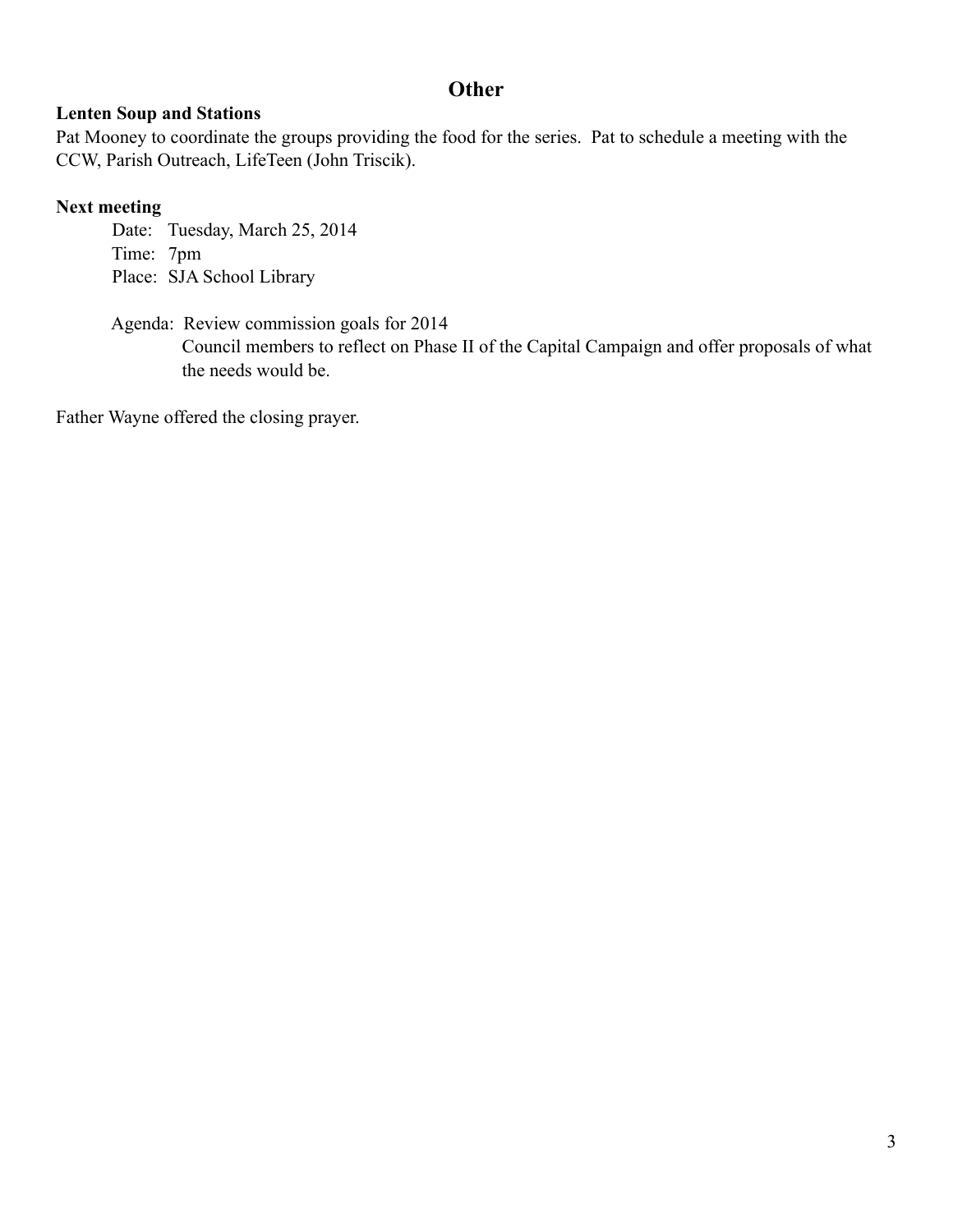## Other

**Lenten Soup and Stations**

Pat Mooney to coordinate the groups providing the food for the series. Pat to schedule a meeting with the CCW, Parish Outreach, LifeTeen (John Triscik).

**Next meeting**

Date: Tuesday, March 25, 2014
Time: 7pm
Place: SJA School Library

Agenda: Review commission goals for 2014
Council members to reflect on Phase II of the Capital Campaign and offer proposals of what the needs would be.

Father Wayne offered the closing prayer.